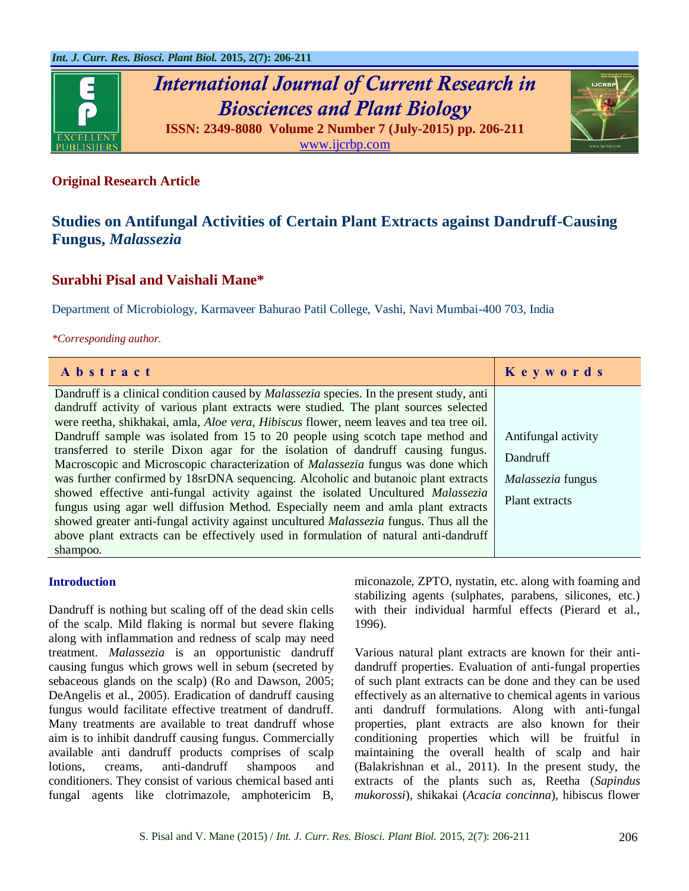**Original Research Article**

# Studies on Antifungal Activities of Certain Plant Extracts against Dandruff-Causing Fungus, *Malassezia*

## Surabhi Pisal and Vaishali Mane*

Department of Microbiology, Karmaveer Bahurao Patil College, Vashi, Navi Mumbai-400 703, India

*\*Corresponding author.*

| Abstract | Keywords |
|---|---|
| Dandruff is a clinical condition caused by *Malassezia* species. In the present study, anti dandruff activity of various plant extracts were studied. The plant sources selected were reetha, shikhakai, amla, *Aloe vera*, *Hibiscus* flower, neem leaves and tea tree oil. Dandruff sample was isolated from 15 to 20 people using scotch tape method and transferred to sterile Dixon agar for the isolation of dandruff causing fungus. Macroscopic and Microscopic characterization of *Malassezia* fungus was done which was further confirmed by 18srDNA sequencing. Alcoholic and butanoic plant extracts showed effective anti-fungal activity against the isolated Uncultured *Malassezia* fungus using agar well diffusion Method. Especially neem and amla plant extracts showed greater anti-fungal activity against uncultured *Malassezia* fungus. Thus all the above plant extracts can be effectively used in formulation of natural anti-dandruff shampoo. | Antifungal activity<br>Dandruff<br>*Malassezia* fungus<br>Plant extracts |

## Introduction

Dandruff is nothing but scaling off of the dead skin cells of the scalp. Mild flaking is normal but severe flaking along with inflammation and redness of scalp may need treatment. *Malassezia* is an opportunistic dandruff causing fungus which grows well in sebum (secreted by sebaceous glands on the scalp) (Ro and Dawson, 2005; DeAngelis et al., 2005). Eradication of dandruff causing fungus would facilitate effective treatment of dandruff. Many treatments are available to treat dandruff whose aim is to inhibit dandruff causing fungus. Commercially available anti dandruff products comprises of scalp lotions, creams, anti-dandruff shampoos and conditioners. They consist of various chemical based anti fungal agents like clotrimazole, amphotericim B, miconazole, ZPTO, nystatin, etc. along with foaming and stabilizing agents (sulphates, parabens, silicones, etc.) with their individual harmful effects (Pierard et al., 1996).

Various natural plant extracts are known for their anti-dandruff properties. Evaluation of anti-fungal properties of such plant extracts can be done and they can be used effectively as an alternative to chemical agents in various anti dandruff formulations. Along with anti-fungal properties, plant extracts are also known for their conditioning properties which will be fruitful in maintaining the overall health of scalp and hair (Balakrishnan et al., 2011). In the present study, the extracts of the plants such as, Reetha (*Sapindus mukorossi*), shikakai (*Acacia concinna*), hibiscus flower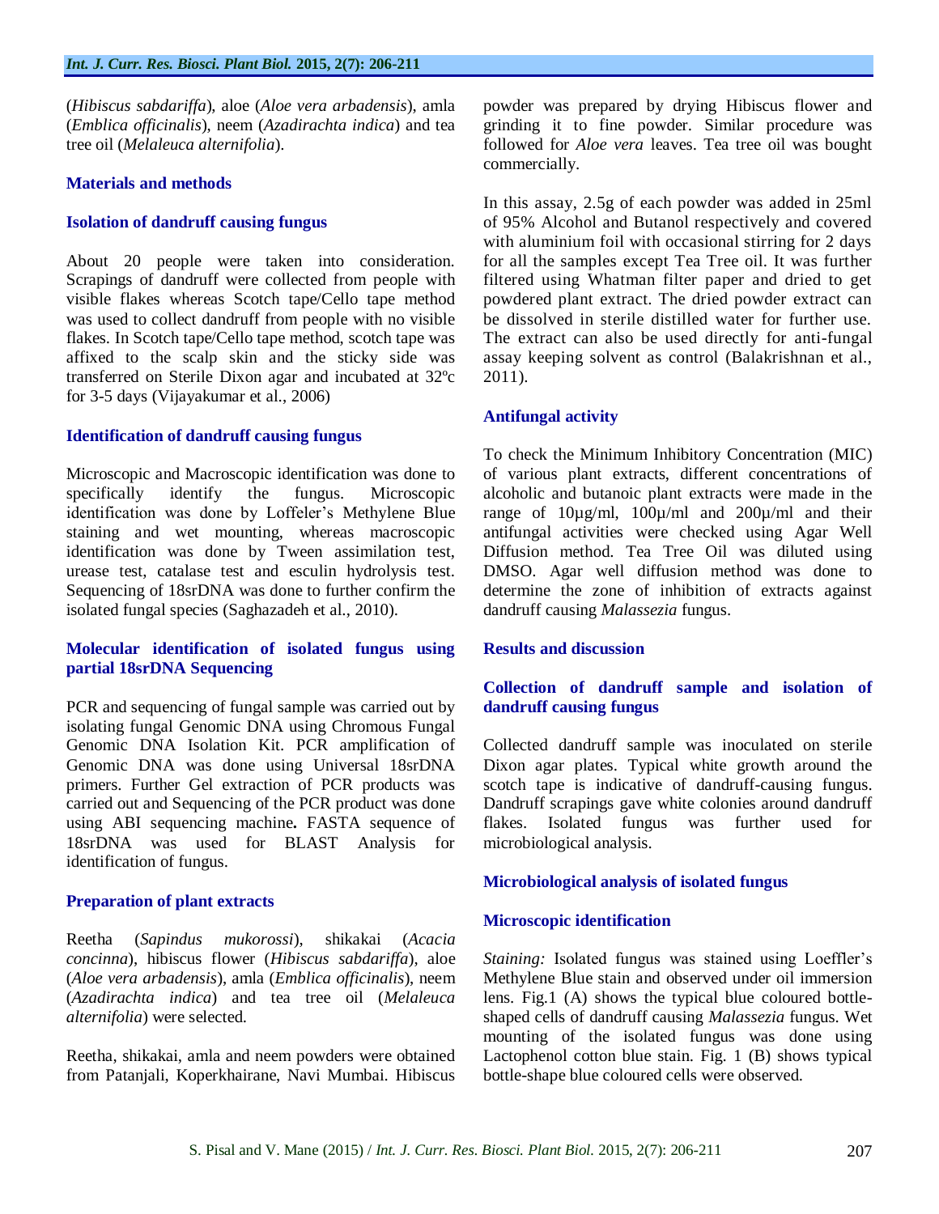(*Hibiscus sabdariffa*), aloe (*Aloe vera arbadensis*), amla (*Emblica officinalis*), neem (*Azadirachta indica*) and tea tree oil (*Melaleuca alternifolia*).

## Materials and methods

### Isolation of dandruff causing fungus

About 20 people were taken into consideration. Scrapings of dandruff were collected from people with visible flakes whereas Scotch tape/Cello tape method was used to collect dandruff from people with no visible flakes. In Scotch tape/Cello tape method, scotch tape was affixed to the scalp skin and the sticky side was transferred on Sterile Dixon agar and incubated at 32ºc for 3-5 days (Vijayakumar et al., 2006)

### Identification of dandruff causing fungus

Microscopic and Macroscopic identification was done to specifically identify the fungus. Microscopic identification was done by Loffeler's Methylene Blue staining and wet mounting, whereas macroscopic identification was done by Tween assimilation test, urease test, catalase test and esculin hydrolysis test. Sequencing of 18srDNA was done to further confirm the isolated fungal species (Saghazadeh et al., 2010).

### Molecular identification of isolated fungus using partial 18srDNA Sequencing

PCR and sequencing of fungal sample was carried out by isolating fungal Genomic DNA using Chromous Fungal Genomic DNA Isolation Kit. PCR amplification of Genomic DNA was done using Universal 18srDNA primers. Further Gel extraction of PCR products was carried out and Sequencing of the PCR product was done using ABI sequencing machine**.** FASTA sequence of 18srDNA was used for BLAST Analysis for identification of fungus.

### Preparation of plant extracts

Reetha (*Sapindus mukorossi*), shikakai (*Acacia concinna*), hibiscus flower (*Hibiscus sabdariffa*), aloe (*Aloe vera arbadensis*), amla (*Emblica officinalis*), neem (*Azadirachta indica*) and tea tree oil (*Melaleuca alternifolia*) were selected.

Reetha, shikakai, amla and neem powders were obtained from Patanjali, Koperkhairane, Navi Mumbai. Hibiscus powder was prepared by drying Hibiscus flower and grinding it to fine powder. Similar procedure was followed for *Aloe vera* leaves. Tea tree oil was bought commercially.

In this assay, 2.5g of each powder was added in 25ml of 95% Alcohol and Butanol respectively and covered with aluminium foil with occasional stirring for 2 days for all the samples except Tea Tree oil. It was further filtered using Whatman filter paper and dried to get powdered plant extract. The dried powder extract can be dissolved in sterile distilled water for further use. The extract can also be used directly for anti-fungal assay keeping solvent as control (Balakrishnan et al., 2011).

### Antifungal activity

To check the Minimum Inhibitory Concentration (MIC) of various plant extracts, different concentrations of alcoholic and butanoic plant extracts were made in the range of 10µg/ml, 100µ/ml and 200µ/ml and their antifungal activities were checked using Agar Well Diffusion method. Tea Tree Oil was diluted using DMSO. Agar well diffusion method was done to determine the zone of inhibition of extracts against dandruff causing *Malassezia* fungus.

## Results and discussion

### Collection of dandruff sample and isolation of dandruff causing fungus

Collected dandruff sample was inoculated on sterile Dixon agar plates. Typical white growth around the scotch tape is indicative of dandruff-causing fungus. Dandruff scrapings gave white colonies around dandruff flakes. Isolated fungus was further used for microbiological analysis.

### Microbiological analysis of isolated fungus

### Microscopic identification

*Staining:* Isolated fungus was stained using Loeffler's Methylene Blue stain and observed under oil immersion lens. Fig.1 (A) shows the typical blue coloured bottle-shaped cells of dandruff causing *Malassezia* fungus. Wet mounting of the isolated fungus was done using Lactophenol cotton blue stain. Fig. 1 (B) shows typical bottle-shape blue coloured cells were observed.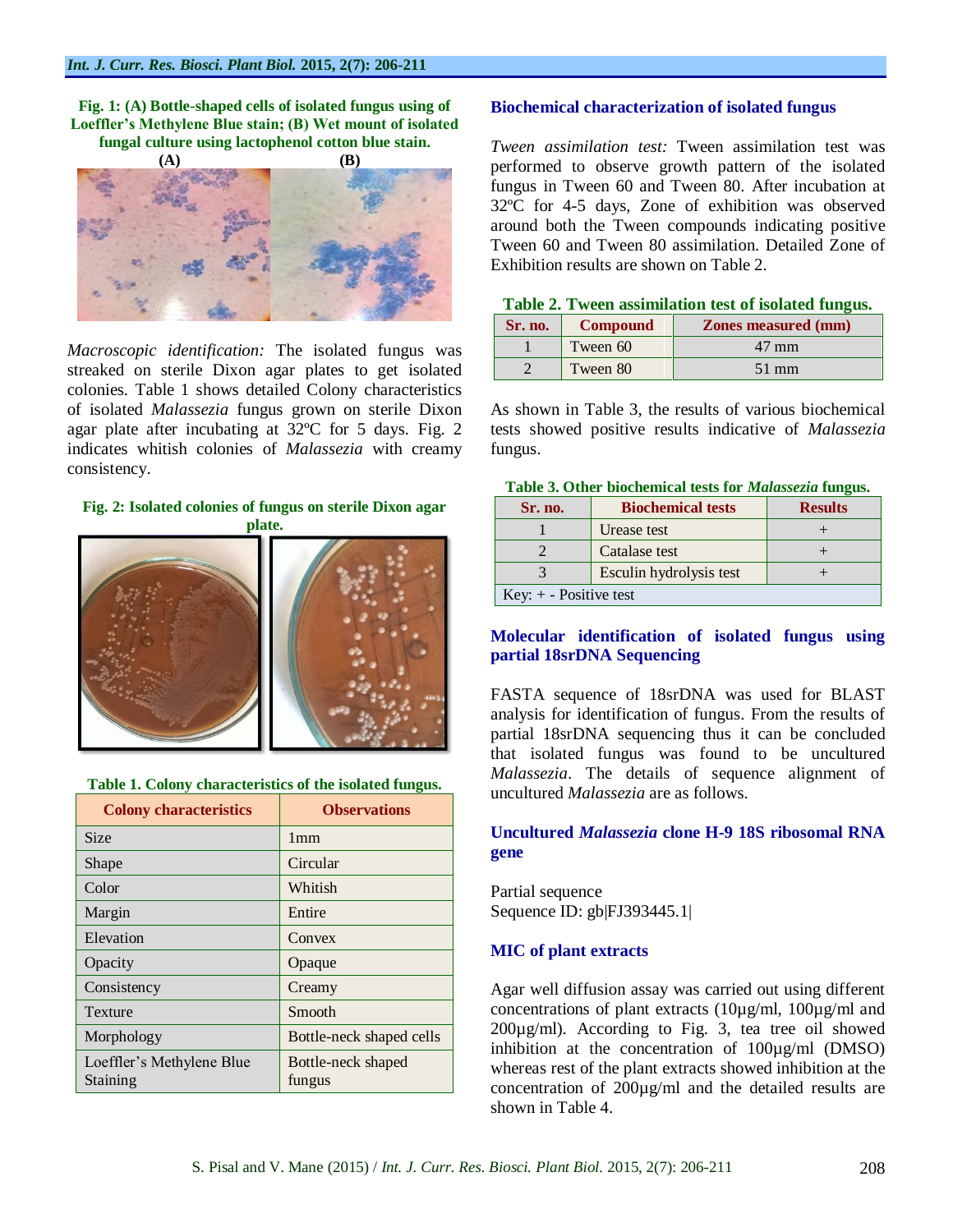**Fig. 1: (A) Bottle-shaped cells of isolated fungus using of Loeffler's Methylene Blue stain; (B) Wet mount of isolated fungal culture using lactophenol cotton blue stain.**

*Macroscopic identification:* The isolated fungus was streaked on sterile Dixon agar plates to get isolated colonies. Table 1 shows detailed Colony characteristics of isolated *Malassezia* fungus grown on sterile Dixon agar plate after incubating at 32ºC for 5 days. Fig. 2 indicates whitish colonies of *Malassezia* with creamy consistency.

**Fig. 2: Isolated colonies of fungus on sterile Dixon agar plate.**

**Table 1. Colony characteristics of the isolated fungus.**

| Colony characteristics | Observations |
|---|---|
| Size | 1mm |
| Shape | Circular |
| Color | Whitish |
| Margin | Entire |
| Elevation | Convex |
| Opacity | Opaque |
| Consistency | Creamy |
| Texture | Smooth |
| Morphology | Bottle-neck shaped cells |
| Loeffler's Methylene Blue Staining | Bottle-neck shaped fungus |

## Biochemical characterization of isolated fungus

*Tween assimilation test:* Tween assimilation test was performed to observe growth pattern of the isolated fungus in Tween 60 and Tween 80. After incubation at 32ºC for 4-5 days, Zone of exhibition was observed around both the Tween compounds indicating positive Tween 60 and Tween 80 assimilation. Detailed Zone of Exhibition results are shown on Table 2.

**Table 2. Tween assimilation test of isolated fungus.**

| Sr. no. | Compound | Zones measured (mm) |
|---|---|---|
| 1 | Tween 60 | 47 mm |
| 2 | Tween 80 | 51 mm |

As shown in Table 3, the results of various biochemical tests showed positive results indicative of *Malassezia* fungus.

**Table 3. Other biochemical tests for *Malassezia* fungus.**

| Sr. no. | Biochemical tests | Results |
|---|---|---|
| 1 | Urease test | + |
| 2 | Catalase test | + |
| 3 | Esculin hydrolysis test | + |
| Key: + - Positive test | | |

## Molecular identification of isolated fungus using partial 18srDNA Sequencing

FASTA sequence of 18srDNA was used for BLAST analysis for identification of fungus. From the results of partial 18srDNA sequencing thus it can be concluded that isolated fungus was found to be uncultured *Malassezia*. The details of sequence alignment of uncultured *Malassezia* are as follows.

## Uncultured *Malassezia* clone H-9 18S ribosomal RNA gene

Partial sequence
Sequence ID: gb|FJ393445.1|

## MIC of plant extracts

Agar well diffusion assay was carried out using different concentrations of plant extracts (10µg/ml, 100µg/ml and 200µg/ml). According to Fig. 3, tea tree oil showed inhibition at the concentration of 100µg/ml (DMSO) whereas rest of the plant extracts showed inhibition at the concentration of 200µg/ml and the detailed results are shown in Table 4.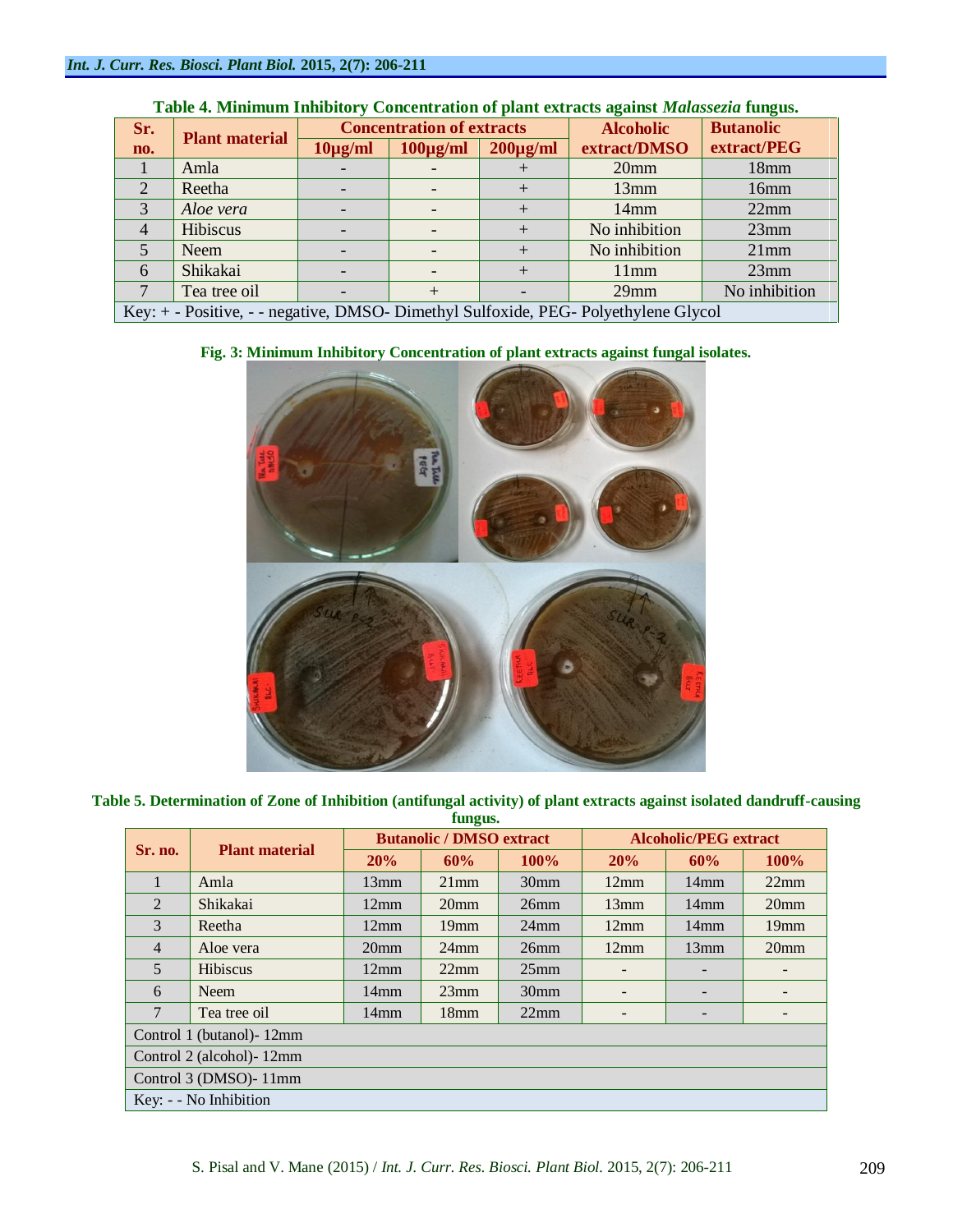**Table 4. Minimum Inhibitory Concentration of plant extracts against *Malassezia* fungus.**

| Sr. no. | Plant material | Concentration of extracts | | | Alcoholic extract/DMSO | Butanolic extract/PEG |
|---|---|---|---|---|---|---|
| | | 10µg/ml | 100µg/ml | 200µg/ml | | |
| 1 | Amla | - | - | + | 20mm | 18mm |
| 2 | Reetha | - | - | + | 13mm | 16mm |
| 3 | *Aloe vera* | - | - | + | 14mm | 22mm |
| 4 | Hibiscus | - | - | + | No inhibition | 23mm |
| 5 | Neem | - | - | + | No inhibition | 21mm |
| 6 | Shikakai | - | - | + | 11mm | 23mm |
| 7 | Tea tree oil | - | + | - | 29mm | No inhibition |

Key: + - Positive, - - negative, DMSO- Dimethyl Sulfoxide, PEG- Polyethylene Glycol

**Fig. 3: Minimum Inhibitory Concentration of plant extracts against fungal isolates.**

**Table 5. Determination of Zone of Inhibition (antifungal activity) of plant extracts against isolated dandruff-causing fungus.**

| Sr. no. | Plant material | Butanolic / DMSO extract | | | Alcoholic/PEG extract | | |
|---|---|---|---|---|---|---|---|
| | | 20% | 60% | 100% | 20% | 60% | 100% |
| 1 | Amla | 13mm | 21mm | 30mm | 12mm | 14mm | 22mm |
| 2 | Shikakai | 12mm | 20mm | 26mm | 13mm | 14mm | 20mm |
| 3 | Reetha | 12mm | 19mm | 24mm | 12mm | 14mm | 19mm |
| 4 | Aloe vera | 20mm | 24mm | 26mm | 12mm | 13mm | 20mm |
| 5 | Hibiscus | 12mm | 22mm | 25mm | - | - | - |
| 6 | Neem | 14mm | 23mm | 30mm | - | - | - |
| 7 | Tea tree oil | 14mm | 18mm | 22mm | - | - | - |

Control 1 (butanol)- 12mm

Control 2 (alcohol)- 12mm

Control 3 (DMSO)- 11mm

Key: - - No Inhibition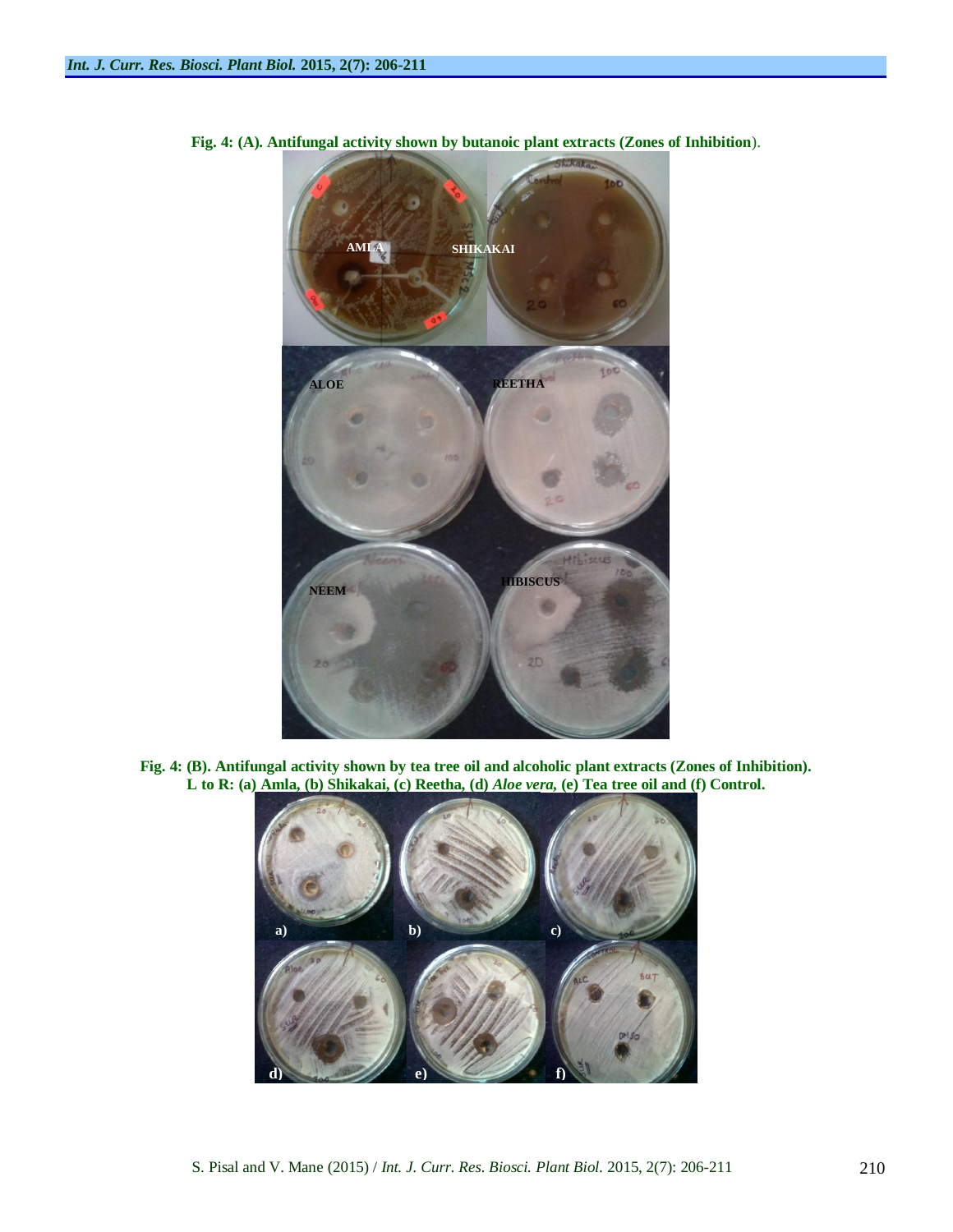**Fig. 4: (A). Antifungal activity shown by butanoic plant extracts (Zones of Inhibition).**

**Fig. 4: (B). Antifungal activity shown by tea tree oil and alcoholic plant extracts (Zones of Inhibition). L to R: (a) Amla, (b) Shikakai, (c) Reetha, (d) *Aloe vera*, (e) Tea tree oil and (f) Control.**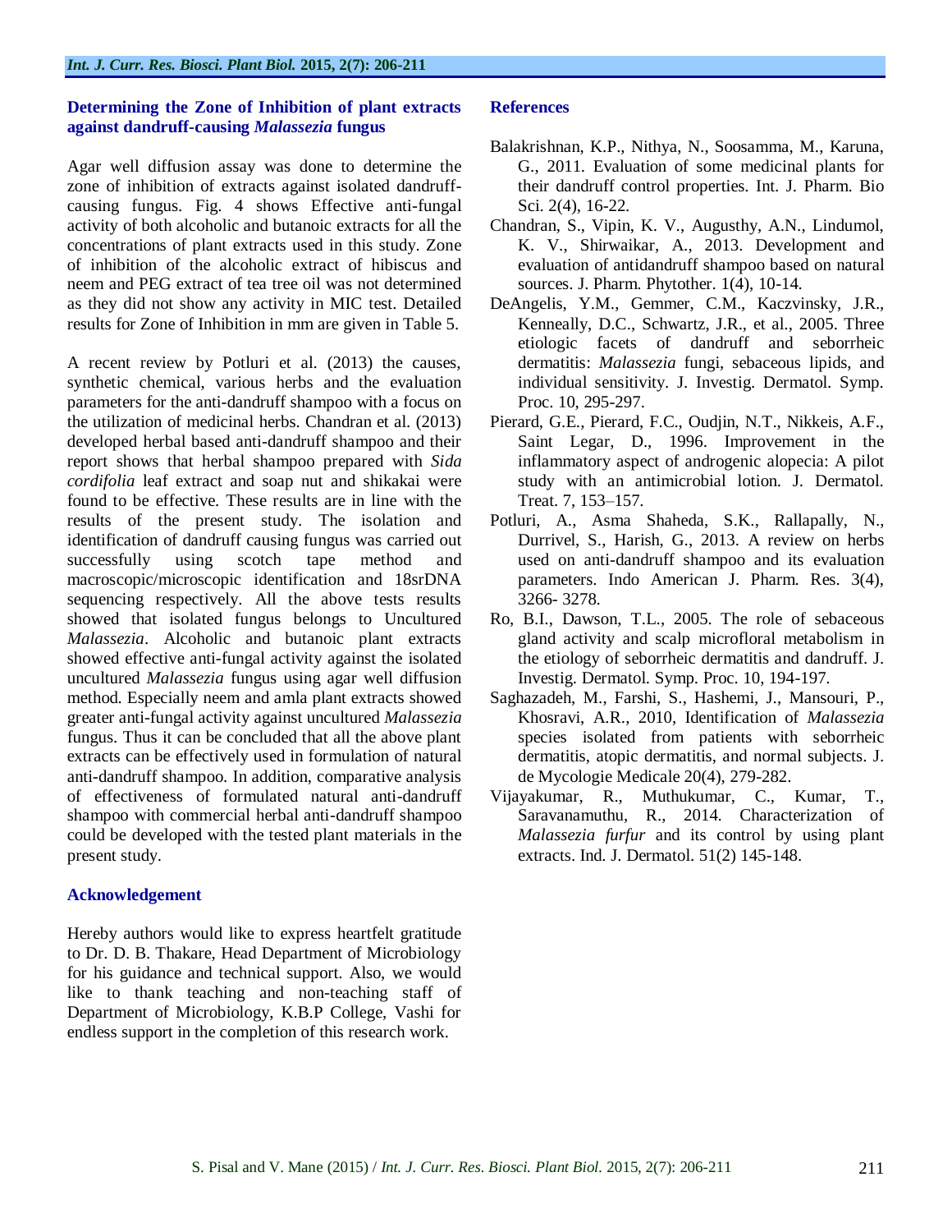### Determining the Zone of Inhibition of plant extracts against dandruff-causing *Malassezia* fungus

Agar well diffusion assay was done to determine the zone of inhibition of extracts against isolated dandruff-causing fungus. Fig. 4 shows Effective anti-fungal activity of both alcoholic and butanoic extracts for all the concentrations of plant extracts used in this study. Zone of inhibition of the alcoholic extract of hibiscus and neem and PEG extract of tea tree oil was not determined as they did not show any activity in MIC test. Detailed results for Zone of Inhibition in mm are given in Table 5.

A recent review by Potluri et al. (2013) the causes, synthetic chemical, various herbs and the evaluation parameters for the anti-dandruff shampoo with a focus on the utilization of medicinal herbs. Chandran et al. (2013) developed herbal based anti-dandruff shampoo and their report shows that herbal shampoo prepared with *Sida cordifolia* leaf extract and soap nut and shikakai were found to be effective. These results are in line with the results of the present study. The isolation and identification of dandruff causing fungus was carried out successfully using scotch tape method and macroscopic/microscopic identification and 18srDNA sequencing respectively. All the above tests results showed that isolated fungus belongs to Uncultured *Malassezia*. Alcoholic and butanoic plant extracts showed effective anti-fungal activity against the isolated uncultured *Malassezia* fungus using agar well diffusion method. Especially neem and amla plant extracts showed greater anti-fungal activity against uncultured *Malassezia* fungus. Thus it can be concluded that all the above plant extracts can be effectively used in formulation of natural anti-dandruff shampoo. In addition, comparative analysis of effectiveness of formulated natural anti-dandruff shampoo with commercial herbal anti-dandruff shampoo could be developed with the tested plant materials in the present study.

## Acknowledgement

Hereby authors would like to express heartfelt gratitude to Dr. D. B. Thakare, Head Department of Microbiology for his guidance and technical support. Also, we would like to thank teaching and non-teaching staff of Department of Microbiology, K.B.P College, Vashi for endless support in the completion of this research work.

## References

Balakrishnan, K.P., Nithya, N., Soosamma, M., Karuna, G., 2011. Evaluation of some medicinal plants for their dandruff control properties. Int. J. Pharm. Bio Sci. 2(4), 16-22.

Chandran, S., Vipin, K. V., Augusthy, A.N., Lindumol, K. V., Shirwaikar, A., 2013. Development and evaluation of antidandruff shampoo based on natural sources. J. Pharm. Phytother. 1(4), 10-14.

DeAngelis, Y.M., Gemmer, C.M., Kaczvinsky, J.R., Kenneally, D.C., Schwartz, J.R., et al., 2005. Three etiologic facets of dandruff and seborrheic dermatitis: *Malassezia* fungi, sebaceous lipids, and individual sensitivity. J. Investig. Dermatol. Symp. Proc. 10, 295-297.

Pierard, G.E., Pierard, F.C., Oudjin, N.T., Nikkeis, A.F., Saint Legar, D., 1996. Improvement in the inflammatory aspect of androgenic alopecia: A pilot study with an antimicrobial lotion. J. Dermatol. Treat. 7, 153–157.

Potluri, A., Asma Shaheda, S.K., Rallapally, N., Durrivel, S., Harish, G., 2013. A review on herbs used on anti-dandruff shampoo and its evaluation parameters. Indo American J. Pharm. Res. 3(4), 3266- 3278.

Ro, B.I., Dawson, T.L., 2005. The role of sebaceous gland activity and scalp microfloral metabolism in the etiology of seborrheic dermatitis and dandruff. J. Investig. Dermatol. Symp. Proc. 10, 194-197.

Saghazadeh, M., Farshi, S., Hashemi, J., Mansouri, P., Khosravi, A.R., 2010, Identification of *Malassezia* species isolated from patients with seborrheic dermatitis, atopic dermatitis, and normal subjects. J. de Mycologie Medicale 20(4), 279-282.

Vijayakumar, R., Muthukumar, C., Kumar, T., Saravanamuthu, R., 2014. Characterization of *Malassezia furfur* and its control by using plant extracts. Ind. J. Dermatol. 51(2) 145-148.